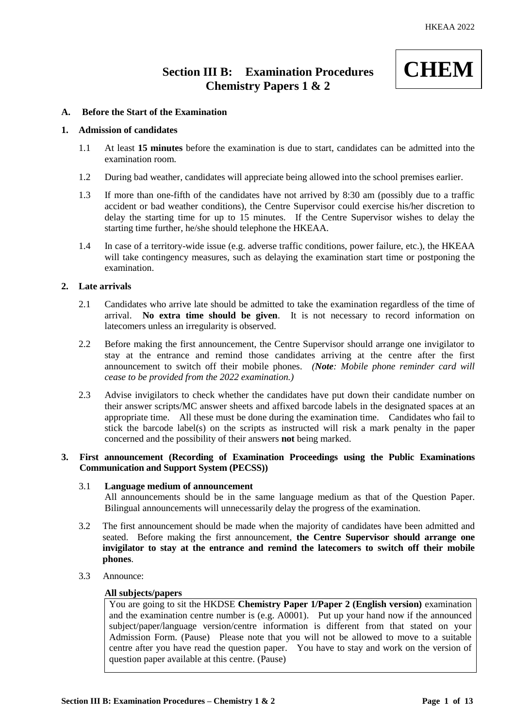# Section III B: Examination Procedures Chemistry Papers 1 & 2

**CHEM**

## A. Before the Start of the Examination

### 1. Admission of candidates

1.1 At least **15 minutes** before the examination is due to start, candidates can be admitted into the examination room.

1.2 During bad weather, candidates will appreciate being allowed into the school premises earlier.

1.3 If more than one-fifth of the candidates have not arrived by 8:30 am (possibly due to a traffic accident or bad weather conditions), the Centre Supervisor could exercise his/her discretion to delay the starting time for up to 15 minutes. If the Centre Supervisor wishes to delay the starting time further, he/she should telephone the HKEAA.

1.4 In case of a territory-wide issue (e.g. adverse traffic conditions, power failure, etc.), the HKEAA will take contingency measures, such as delaying the examination start time or postponing the examination.

### 2. Late arrivals

2.1 Candidates who arrive late should be admitted to take the examination regardless of the time of arrival. **No extra time should be given**. It is not necessary to record information on latecomers unless an irregularity is observed.

2.2 Before making the first announcement, the Centre Supervisor should arrange one invigilator to stay at the entrance and remind those candidates arriving at the centre after the first announcement to switch off their mobile phones. *(**Note**: Mobile phone reminder card will cease to be provided from the 2022 examination.)*

2.3 Advise invigilators to check whether the candidates have put down their candidate number on their answer scripts/MC answer sheets and affixed barcode labels in the designated spaces at an appropriate time. All these must be done during the examination time. Candidates who fail to stick the barcode label(s) on the scripts as instructed will risk a mark penalty in the paper concerned and the possibility of their answers **not** being marked.

### 3. First announcement (Recording of Examination Proceedings using the Public Examinations Communication and Support System (PECSS))

3.1 **Language medium of announcement**
All announcements should be in the same language medium as that of the Question Paper. Bilingual announcements will unnecessarily delay the progress of the examination.

3.2 The first announcement should be made when the majority of candidates have been admitted and seated. Before making the first announcement, **the Centre Supervisor should arrange one invigilator to stay at the entrance and remind the latecomers to switch off their mobile phones**.

3.3 Announce:

**All subjects/papers**

> You are going to sit the HKDSE **Chemistry Paper 1/Paper 2 (English version)** examination and the examination centre number is (e.g. A0001). Put up your hand now if the announced subject/paper/language version/centre information is different from that stated on your Admission Form. (Pause) Please note that you will not be allowed to move to a suitable centre after you have read the question paper. You have to stay and work on the version of question paper available at this centre. (Pause)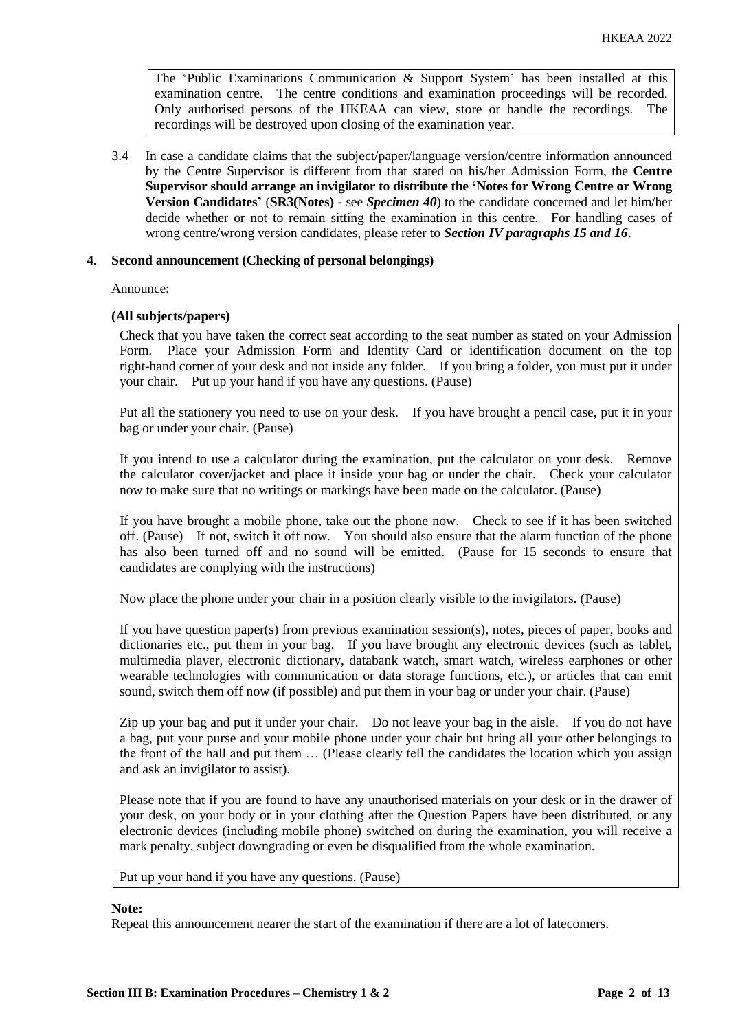> The 'Public Examinations Communication & Support System' has been installed at this examination centre. The centre conditions and examination proceedings will be recorded. Only authorised persons of the HKEAA can view, store or handle the recordings. The recordings will be destroyed upon closing of the examination year.

3.4 In case a candidate claims that the subject/paper/language version/centre information announced by the Centre Supervisor is different from that stated on his/her Admission Form, the **Centre Supervisor should arrange an invigilator to distribute the 'Notes for Wrong Centre or Wrong Version Candidates'** (**SR3(Notes) -** see ***Specimen 40***) to the candidate concerned and let him/her decide whether or not to remain sitting the examination in this centre. For handling cases of wrong centre/wrong version candidates, please refer to ***Section IV paragraphs 15 and 16***.

## 4. Second announcement (Checking of personal belongings)

Announce:

**(All subjects/papers)**

> Check that you have taken the correct seat according to the seat number as stated on your Admission Form. Place your Admission Form and Identity Card or identification document on the top right-hand corner of your desk and not inside any folder. If you bring a folder, you must put it under your chair. Put up your hand if you have any questions. (Pause)
>
> Put all the stationery you need to use on your desk. If you have brought a pencil case, put it in your bag or under your chair. (Pause)
>
> If you intend to use a calculator during the examination, put the calculator on your desk. Remove the calculator cover/jacket and place it inside your bag or under the chair. Check your calculator now to make sure that no writings or markings have been made on the calculator. (Pause)
>
> If you have brought a mobile phone, take out the phone now. Check to see if it has been switched off. (Pause) If not, switch it off now. You should also ensure that the alarm function of the phone has also been turned off and no sound will be emitted. (Pause for 15 seconds to ensure that candidates are complying with the instructions)
>
> Now place the phone under your chair in a position clearly visible to the invigilators. (Pause)
>
> If you have question paper(s) from previous examination session(s), notes, pieces of paper, books and dictionaries etc., put them in your bag. If you have brought any electronic devices (such as tablet, multimedia player, electronic dictionary, databank watch, smart watch, wireless earphones or other wearable technologies with communication or data storage functions, etc.), or articles that can emit sound, switch them off now (if possible) and put them in your bag or under your chair. (Pause)
>
> Zip up your bag and put it under your chair. Do not leave your bag in the aisle. If you do not have a bag, put your purse and your mobile phone under your chair but bring all your other belongings to the front of the hall and put them … (Please clearly tell the candidates the location which you assign and ask an invigilator to assist).
>
> Please note that if you are found to have any unauthorised materials on your desk or in the drawer of your desk, on your body or in your clothing after the Question Papers have been distributed, or any electronic devices (including mobile phone) switched on during the examination, you will receive a mark penalty, subject downgrading or even be disqualified from the whole examination.
>
> Put up your hand if you have any questions. (Pause)

**Note:**

Repeat this announcement nearer the start of the examination if there are a lot of latecomers.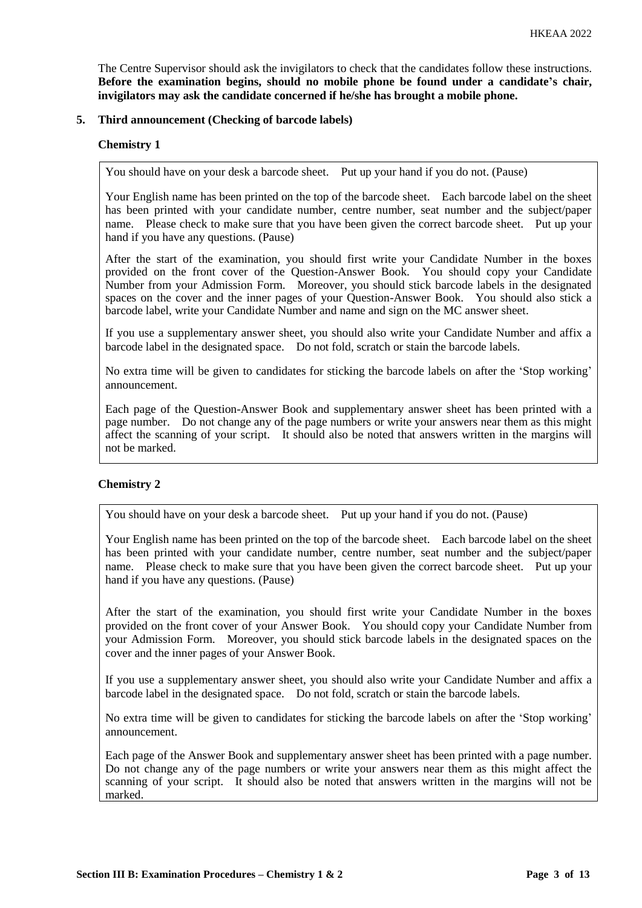The Centre Supervisor should ask the invigilators to check that the candidates follow these instructions. **Before the examination begins, should no mobile phone be found under a candidate's chair, invigilators may ask the candidate concerned if he/she has brought a mobile phone.**

**5. Third announcement (Checking of barcode labels)**

**Chemistry 1**

> You should have on your desk a barcode sheet. Put up your hand if you do not. (Pause)
>
> Your English name has been printed on the top of the barcode sheet. Each barcode label on the sheet has been printed with your candidate number, centre number, seat number and the subject/paper name. Please check to make sure that you have been given the correct barcode sheet. Put up your hand if you have any questions. (Pause)
>
> After the start of the examination, you should first write your Candidate Number in the boxes provided on the front cover of the Question-Answer Book. You should copy your Candidate Number from your Admission Form. Moreover, you should stick barcode labels in the designated spaces on the cover and the inner pages of your Question-Answer Book. You should also stick a barcode label, write your Candidate Number and name and sign on the MC answer sheet.
>
> If you use a supplementary answer sheet, you should also write your Candidate Number and affix a barcode label in the designated space. Do not fold, scratch or stain the barcode labels.
>
> No extra time will be given to candidates for sticking the barcode labels on after the 'Stop working' announcement.
>
> Each page of the Question-Answer Book and supplementary answer sheet has been printed with a page number. Do not change any of the page numbers or write your answers near them as this might affect the scanning of your script. It should also be noted that answers written in the margins will not be marked.

**Chemistry 2**

> You should have on your desk a barcode sheet. Put up your hand if you do not. (Pause)
>
> Your English name has been printed on the top of the barcode sheet. Each barcode label on the sheet has been printed with your candidate number, centre number, seat number and the subject/paper name. Please check to make sure that you have been given the correct barcode sheet. Put up your hand if you have any questions. (Pause)
>
> After the start of the examination, you should first write your Candidate Number in the boxes provided on the front cover of your Answer Book. You should copy your Candidate Number from your Admission Form. Moreover, you should stick barcode labels in the designated spaces on the cover and the inner pages of your Answer Book.
>
> If you use a supplementary answer sheet, you should also write your Candidate Number and affix a barcode label in the designated space. Do not fold, scratch or stain the barcode labels.
>
> No extra time will be given to candidates for sticking the barcode labels on after the 'Stop working' announcement.
>
> Each page of the Answer Book and supplementary answer sheet has been printed with a page number. Do not change any of the page numbers or write your answers near them as this might affect the scanning of your script. It should also be noted that answers written in the margins will not be marked.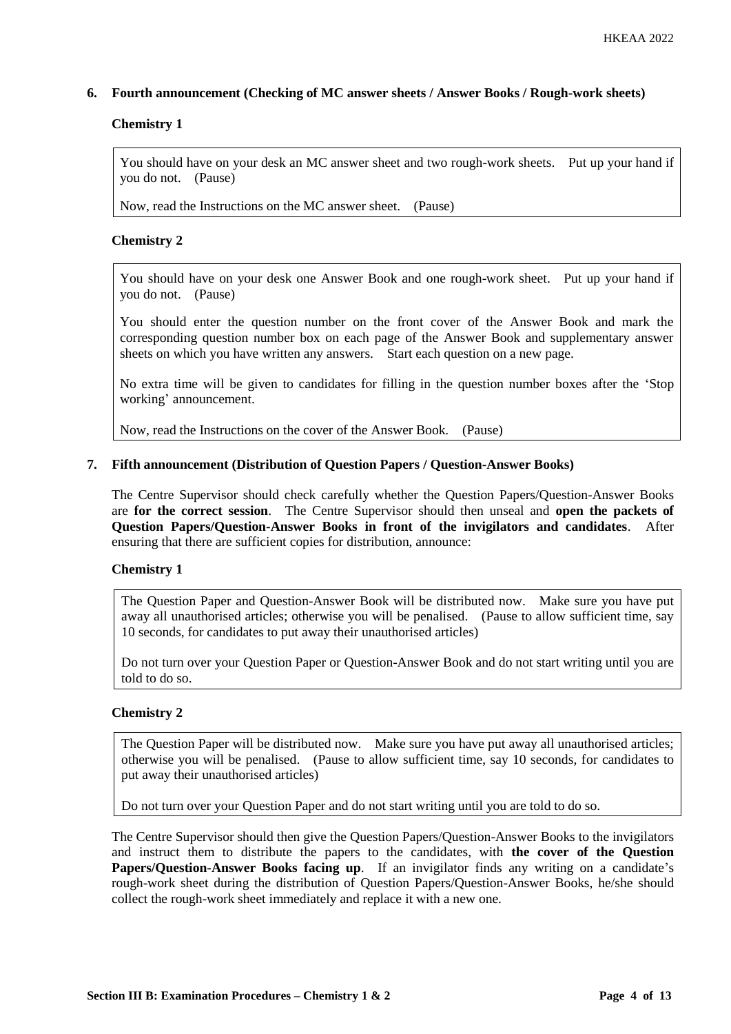## 6. Fourth announcement (Checking of MC answer sheets / Answer Books / Rough-work sheets)

### Chemistry 1

> You should have on your desk an MC answer sheet and two rough-work sheets. Put up your hand if you do not. (Pause)
>
> Now, read the Instructions on the MC answer sheet. (Pause)

### Chemistry 2

> You should have on your desk one Answer Book and one rough-work sheet. Put up your hand if you do not. (Pause)
>
> You should enter the question number on the front cover of the Answer Book and mark the corresponding question number box on each page of the Answer Book and supplementary answer sheets on which you have written any answers. Start each question on a new page.
>
> No extra time will be given to candidates for filling in the question number boxes after the 'Stop working' announcement.
>
> Now, read the Instructions on the cover of the Answer Book. (Pause)

## 7. Fifth announcement (Distribution of Question Papers / Question-Answer Books)

The Centre Supervisor should check carefully whether the Question Papers/Question-Answer Books are **for the correct session**. The Centre Supervisor should then unseal and **open the packets of Question Papers/Question-Answer Books in front of the invigilators and candidates**. After ensuring that there are sufficient copies for distribution, announce:

### Chemistry 1

> The Question Paper and Question-Answer Book will be distributed now. Make sure you have put away all unauthorised articles; otherwise you will be penalised. (Pause to allow sufficient time, say 10 seconds, for candidates to put away their unauthorised articles)
>
> Do not turn over your Question Paper or Question-Answer Book and do not start writing until you are told to do so.

### Chemistry 2

> The Question Paper will be distributed now. Make sure you have put away all unauthorised articles; otherwise you will be penalised. (Pause to allow sufficient time, say 10 seconds, for candidates to put away their unauthorised articles)
>
> Do not turn over your Question Paper and do not start writing until you are told to do so.

The Centre Supervisor should then give the Question Papers/Question-Answer Books to the invigilators and instruct them to distribute the papers to the candidates, with **the cover of the Question Papers/Question-Answer Books facing up**. If an invigilator finds any writing on a candidate's rough-work sheet during the distribution of Question Papers/Question-Answer Books, he/she should collect the rough-work sheet immediately and replace it with a new one.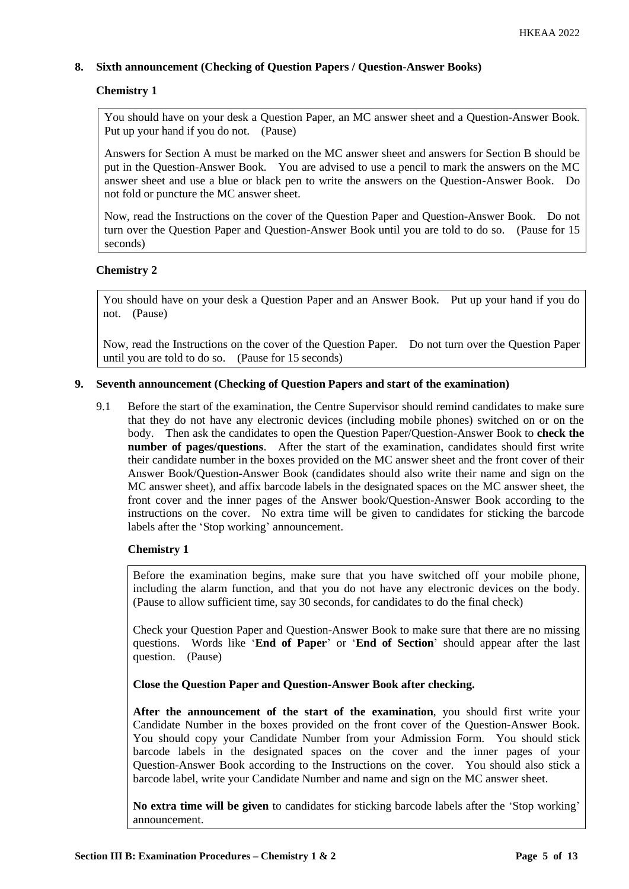## 8. Sixth announcement (Checking of Question Papers / Question-Answer Books)

### Chemistry 1

> You should have on your desk a Question Paper, an MC answer sheet and a Question-Answer Book. Put up your hand if you do not. (Pause)
>
> Answers for Section A must be marked on the MC answer sheet and answers for Section B should be put in the Question-Answer Book. You are advised to use a pencil to mark the answers on the MC answer sheet and use a blue or black pen to write the answers on the Question-Answer Book. Do not fold or puncture the MC answer sheet.
>
> Now, read the Instructions on the cover of the Question Paper and Question-Answer Book. Do not turn over the Question Paper and Question-Answer Book until you are told to do so. (Pause for 15 seconds)

### Chemistry 2

> You should have on your desk a Question Paper and an Answer Book. Put up your hand if you do not. (Pause)
>
> Now, read the Instructions on the cover of the Question Paper. Do not turn over the Question Paper until you are told to do so. (Pause for 15 seconds)

## 9. Seventh announcement (Checking of Question Papers and start of the examination)

9.1 Before the start of the examination, the Centre Supervisor should remind candidates to make sure that they do not have any electronic devices (including mobile phones) switched on or on the body. Then ask the candidates to open the Question Paper/Question-Answer Book to **check the number of pages/questions**. After the start of the examination, candidates should first write their candidate number in the boxes provided on the MC answer sheet and the front cover of their Answer Book/Question-Answer Book (candidates should also write their name and sign on the MC answer sheet), and affix barcode labels in the designated spaces on the MC answer sheet, the front cover and the inner pages of the Answer book/Question-Answer Book according to the instructions on the cover. No extra time will be given to candidates for sticking the barcode labels after the 'Stop working' announcement.

### Chemistry 1

> Before the examination begins, make sure that you have switched off your mobile phone, including the alarm function, and that you do not have any electronic devices on the body. (Pause to allow sufficient time, say 30 seconds, for candidates to do the final check)
>
> Check your Question Paper and Question-Answer Book to make sure that there are no missing questions. Words like '**End of Paper**' or '**End of Section**' should appear after the last question. (Pause)
>
> **Close the Question Paper and Question-Answer Book after checking.**
>
> **After the announcement of the start of the examination**, you should first write your Candidate Number in the boxes provided on the front cover of the Question-Answer Book. You should copy your Candidate Number from your Admission Form. You should stick barcode labels in the designated spaces on the cover and the inner pages of your Question-Answer Book according to the Instructions on the cover. You should also stick a barcode label, write your Candidate Number and name and sign on the MC answer sheet.
>
> **No extra time will be given** to candidates for sticking barcode labels after the 'Stop working' announcement.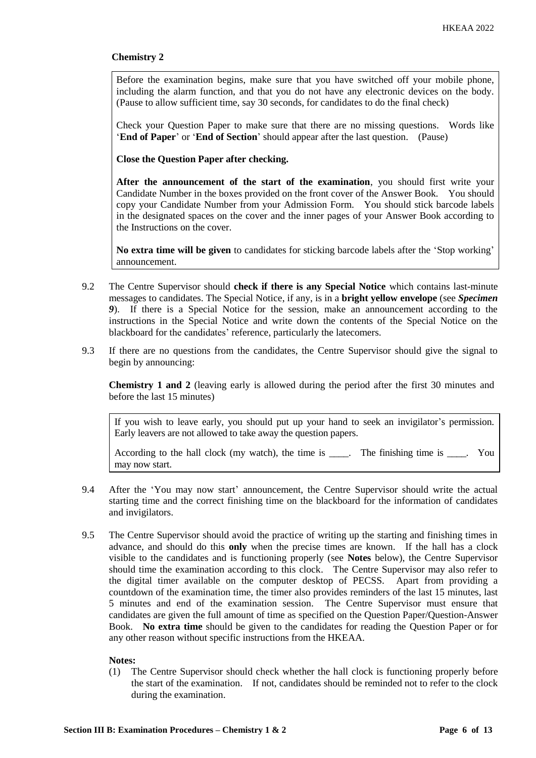**Chemistry 2**

> Before the examination begins, make sure that you have switched off your mobile phone, including the alarm function, and that you do not have any electronic devices on the body. (Pause to allow sufficient time, say 30 seconds, for candidates to do the final check)
>
> Check your Question Paper to make sure that there are no missing questions. Words like '**End of Paper**' or '**End of Section**' should appear after the last question. (Pause)
>
> **Close the Question Paper after checking.**
>
> **After the announcement of the start of the examination**, you should first write your Candidate Number in the boxes provided on the front cover of the Answer Book. You should copy your Candidate Number from your Admission Form. You should stick barcode labels in the designated spaces on the cover and the inner pages of your Answer Book according to the Instructions on the cover.
>
> **No extra time will be given** to candidates for sticking barcode labels after the 'Stop working' announcement.

9.2 The Centre Supervisor should **check if there is any Special Notice** which contains last-minute messages to candidates. The Special Notice, if any, is in a **bright yellow envelope** (see ***Specimen 9***). If there is a Special Notice for the session, make an announcement according to the instructions in the Special Notice and write down the contents of the Special Notice on the blackboard for the candidates' reference, particularly the latecomers.

9.3 If there are no questions from the candidates, the Centre Supervisor should give the signal to begin by announcing:

**Chemistry 1 and 2** (leaving early is allowed during the period after the first 30 minutes and before the last 15 minutes)

> If you wish to leave early, you should put up your hand to seek an invigilator's permission. Early leavers are not allowed to take away the question papers.
>
> According to the hall clock (my watch), the time is ____. The finishing time is ____. You may now start.

9.4 After the 'You may now start' announcement, the Centre Supervisor should write the actual starting time and the correct finishing time on the blackboard for the information of candidates and invigilators.

9.5 The Centre Supervisor should avoid the practice of writing up the starting and finishing times in advance, and should do this **only** when the precise times are known. If the hall has a clock visible to the candidates and is functioning properly (see **Notes** below), the Centre Supervisor should time the examination according to this clock. The Centre Supervisor may also refer to the digital timer available on the computer desktop of PECSS. Apart from providing a countdown of the examination time, the timer also provides reminders of the last 15 minutes, last 5 minutes and end of the examination session. The Centre Supervisor must ensure that candidates are given the full amount of time as specified on the Question Paper/Question-Answer Book. **No extra time** should be given to the candidates for reading the Question Paper or for any other reason without specific instructions from the HKEAA.

**Notes:**

(1) The Centre Supervisor should check whether the hall clock is functioning properly before the start of the examination. If not, candidates should be reminded not to refer to the clock during the examination.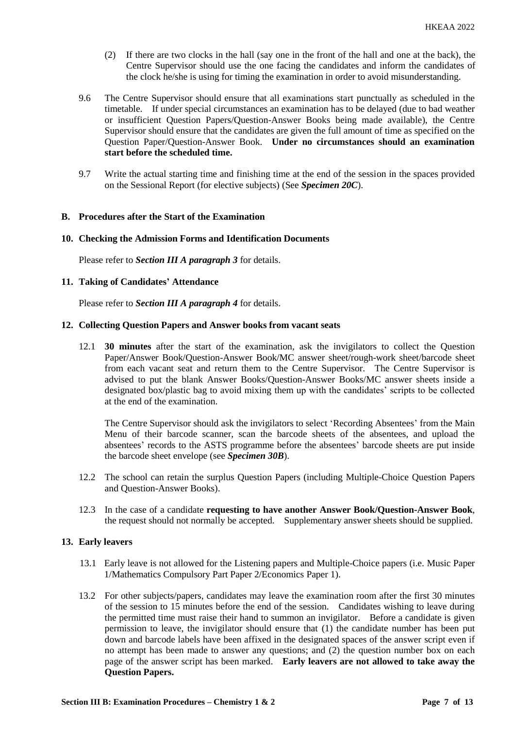(2) If there are two clocks in the hall (say one in the front of the hall and one at the back), the Centre Supervisor should use the one facing the candidates and inform the candidates of the clock he/she is using for timing the examination in order to avoid misunderstanding.

9.6 The Centre Supervisor should ensure that all examinations start punctually as scheduled in the timetable. If under special circumstances an examination has to be delayed (due to bad weather or insufficient Question Papers/Question-Answer Books being made available), the Centre Supervisor should ensure that the candidates are given the full amount of time as specified on the Question Paper/Question-Answer Book. **Under no circumstances should an examination start before the scheduled time.**

9.7 Write the actual starting time and finishing time at the end of the session in the spaces provided on the Sessional Report (for elective subjects) (See ***Specimen 20C***).

## B. Procedures after the Start of the Examination

### 10. Checking the Admission Forms and Identification Documents

Please refer to ***Section III A paragraph 3*** for details.

### 11. Taking of Candidates' Attendance

Please refer to ***Section III A paragraph 4*** for details.

### 12. Collecting Question Papers and Answer books from vacant seats

12.1 **30 minutes** after the start of the examination, ask the invigilators to collect the Question Paper/Answer Book/Question-Answer Book/MC answer sheet/rough-work sheet/barcode sheet from each vacant seat and return them to the Centre Supervisor. The Centre Supervisor is advised to put the blank Answer Books/Question-Answer Books/MC answer sheets inside a designated box/plastic bag to avoid mixing them up with the candidates' scripts to be collected at the end of the examination.

The Centre Supervisor should ask the invigilators to select 'Recording Absentees' from the Main Menu of their barcode scanner, scan the barcode sheets of the absentees, and upload the absentees' records to the ASTS programme before the absentees' barcode sheets are put inside the barcode sheet envelope (see ***Specimen 30B***).

12.2 The school can retain the surplus Question Papers (including Multiple-Choice Question Papers and Question-Answer Books).

12.3 In the case of a candidate **requesting to have another Answer Book/Question-Answer Book**, the request should not normally be accepted. Supplementary answer sheets should be supplied.

### 13. Early leavers

13.1 Early leave is not allowed for the Listening papers and Multiple-Choice papers (i.e. Music Paper 1/Mathematics Compulsory Part Paper 2/Economics Paper 1).

13.2 For other subjects/papers, candidates may leave the examination room after the first 30 minutes of the session to 15 minutes before the end of the session. Candidates wishing to leave during the permitted time must raise their hand to summon an invigilator. Before a candidate is given permission to leave, the invigilator should ensure that (1) the candidate number has been put down and barcode labels have been affixed in the designated spaces of the answer script even if no attempt has been made to answer any questions; and (2) the question number box on each page of the answer script has been marked. **Early leavers are not allowed to take away the Question Papers.**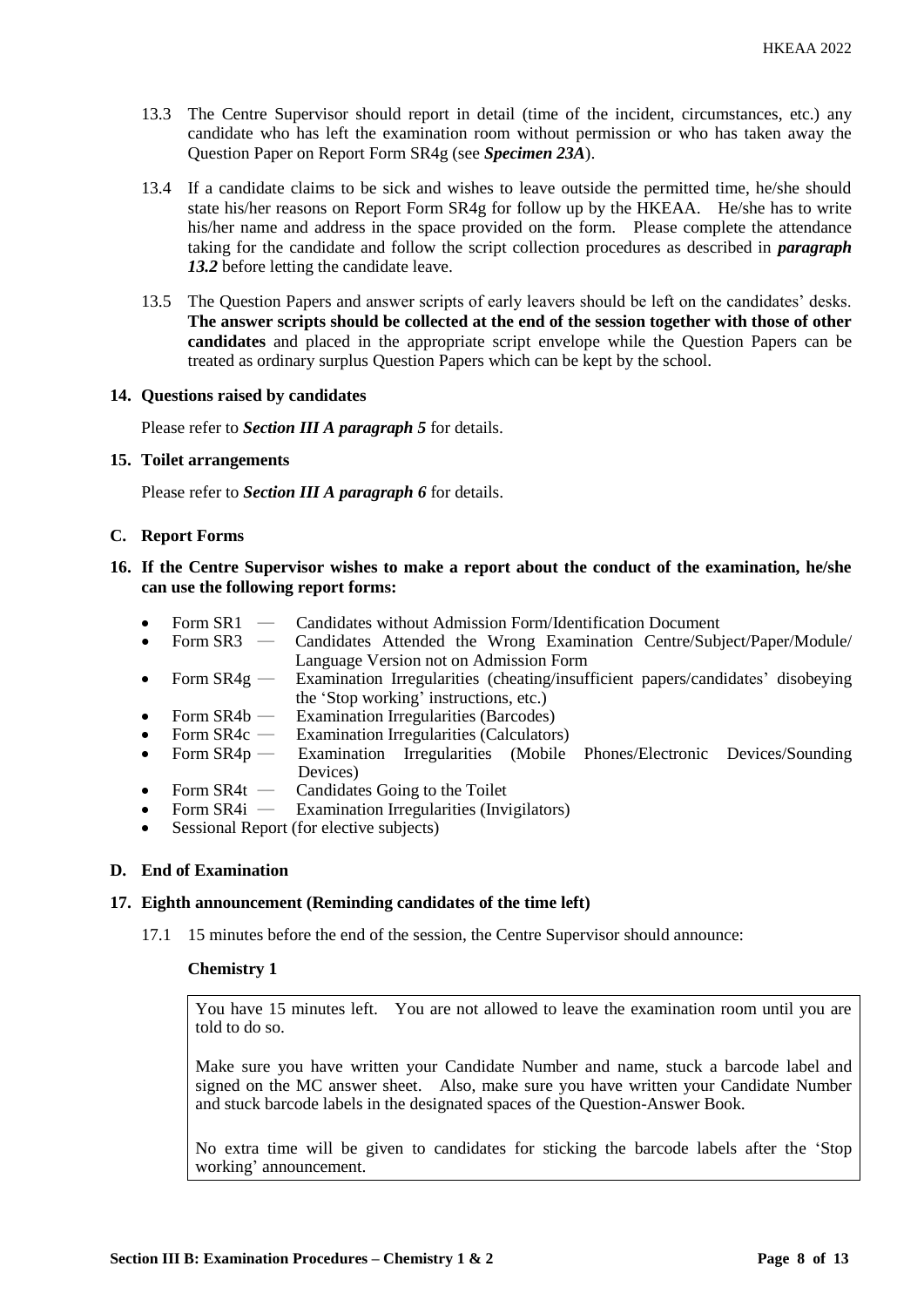13.3 The Centre Supervisor should report in detail (time of the incident, circumstances, etc.) any candidate who has left the examination room without permission or who has taken away the Question Paper on Report Form SR4g (see ***Specimen 23A***).

13.4 If a candidate claims to be sick and wishes to leave outside the permitted time, he/she should state his/her reasons on Report Form SR4g for follow up by the HKEAA. He/she has to write his/her name and address in the space provided on the form. Please complete the attendance taking for the candidate and follow the script collection procedures as described in ***paragraph 13.2*** before letting the candidate leave.

13.5 The Question Papers and answer scripts of early leavers should be left on the candidates' desks. **The answer scripts should be collected at the end of the session together with those of other candidates** and placed in the appropriate script envelope while the Question Papers can be treated as ordinary surplus Question Papers which can be kept by the school.

**14. Questions raised by candidates**

Please refer to ***Section III A paragraph 5*** for details.

**15. Toilet arrangements**

Please refer to ***Section III A paragraph 6*** for details.

## C. Report Forms

**16. If the Centre Supervisor wishes to make a report about the conduct of the examination, he/she can use the following report forms:**

- Form SR1 — Candidates without Admission Form/Identification Document
- Form SR3 — Candidates Attended the Wrong Examination Centre/Subject/Paper/Module/ Language Version not on Admission Form
- Form SR4g — Examination Irregularities (cheating/insufficient papers/candidates' disobeying the 'Stop working' instructions, etc.)
- Form SR4b — Examination Irregularities (Barcodes)
- Form SR4c — Examination Irregularities (Calculators)
- Form SR4p — Examination Irregularities (Mobile Phones/Electronic Devices/Sounding Devices)
- Form SR4t — Candidates Going to the Toilet
- Form SR4i — Examination Irregularities (Invigilators)
- Sessional Report (for elective subjects)

## D. End of Examination

**17. Eighth announcement (Reminding candidates of the time left)**

17.1 15 minutes before the end of the session, the Centre Supervisor should announce:

**Chemistry 1**

> You have 15 minutes left. You are not allowed to leave the examination room until you are told to do so.
>
> Make sure you have written your Candidate Number and name, stuck a barcode label and signed on the MC answer sheet. Also, make sure you have written your Candidate Number and stuck barcode labels in the designated spaces of the Question-Answer Book.
>
> No extra time will be given to candidates for sticking the barcode labels after the 'Stop working' announcement.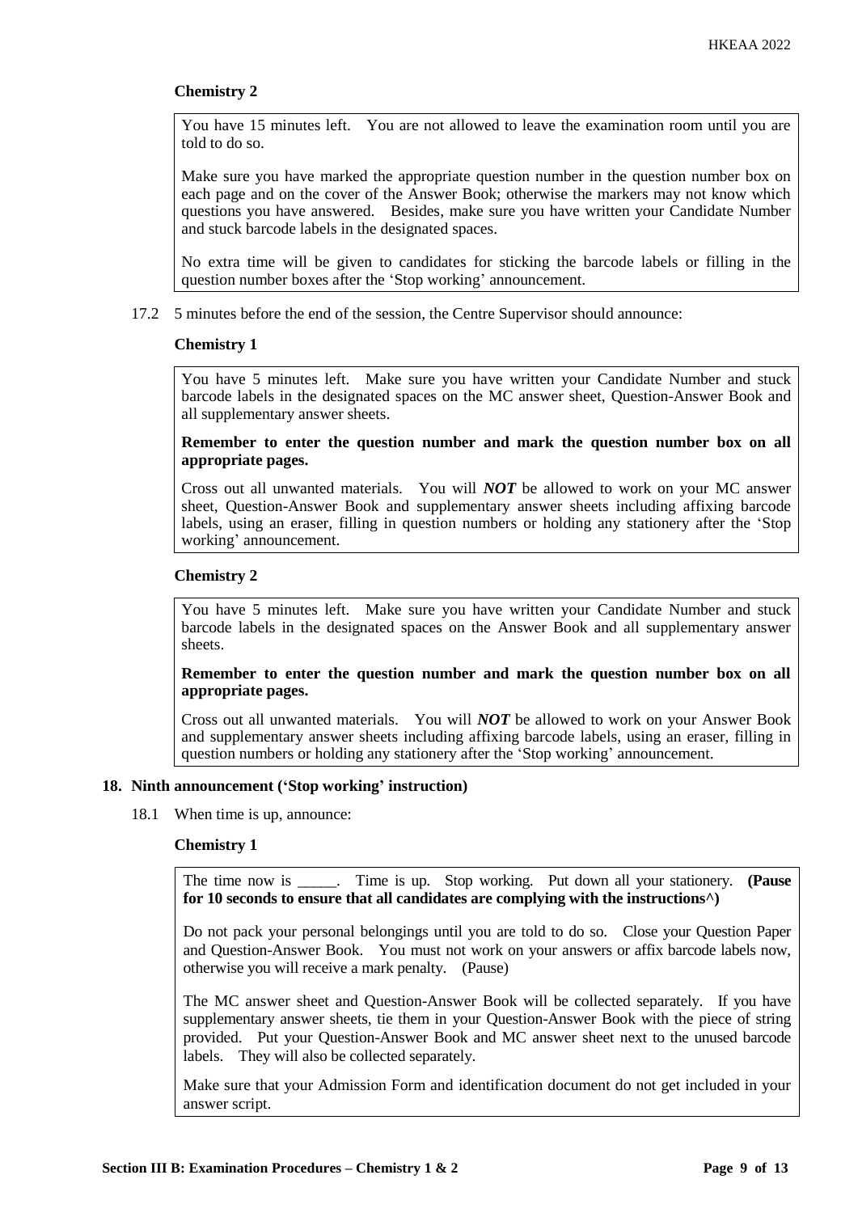**Chemistry 2**

> You have 15 minutes left. You are not allowed to leave the examination room until you are told to do so.
>
> Make sure you have marked the appropriate question number in the question number box on each page and on the cover of the Answer Book; otherwise the markers may not know which questions you have answered. Besides, make sure you have written your Candidate Number and stuck barcode labels in the designated spaces.
>
> No extra time will be given to candidates for sticking the barcode labels or filling in the question number boxes after the 'Stop working' announcement.

17.2 5 minutes before the end of the session, the Centre Supervisor should announce:

**Chemistry 1**

> You have 5 minutes left. Make sure you have written your Candidate Number and stuck barcode labels in the designated spaces on the MC answer sheet, Question-Answer Book and all supplementary answer sheets.
>
> **Remember to enter the question number and mark the question number box on all appropriate pages.**
>
> Cross out all unwanted materials. You will ***NOT*** be allowed to work on your MC answer sheet, Question-Answer Book and supplementary answer sheets including affixing barcode labels, using an eraser, filling in question numbers or holding any stationery after the 'Stop working' announcement.

**Chemistry 2**

> You have 5 minutes left. Make sure you have written your Candidate Number and stuck barcode labels in the designated spaces on the Answer Book and all supplementary answer sheets.
>
> **Remember to enter the question number and mark the question number box on all appropriate pages.**
>
> Cross out all unwanted materials. You will ***NOT*** be allowed to work on your Answer Book and supplementary answer sheets including affixing barcode labels, using an eraser, filling in question numbers or holding any stationery after the 'Stop working' announcement.

## 18. Ninth announcement ('Stop working' instruction)

18.1 When time is up, announce:

**Chemistry 1**

> The time now is _____. Time is up. Stop working. Put down all your stationery. **(Pause for 10 seconds to ensure that all candidates are complying with the instructions^)**
>
> Do not pack your personal belongings until you are told to do so. Close your Question Paper and Question-Answer Book. You must not work on your answers or affix barcode labels now, otherwise you will receive a mark penalty. (Pause)
>
> The MC answer sheet and Question-Answer Book will be collected separately. If you have supplementary answer sheets, tie them in your Question-Answer Book with the piece of string provided. Put your Question-Answer Book and MC answer sheet next to the unused barcode labels. They will also be collected separately.
>
> Make sure that your Admission Form and identification document do not get included in your answer script.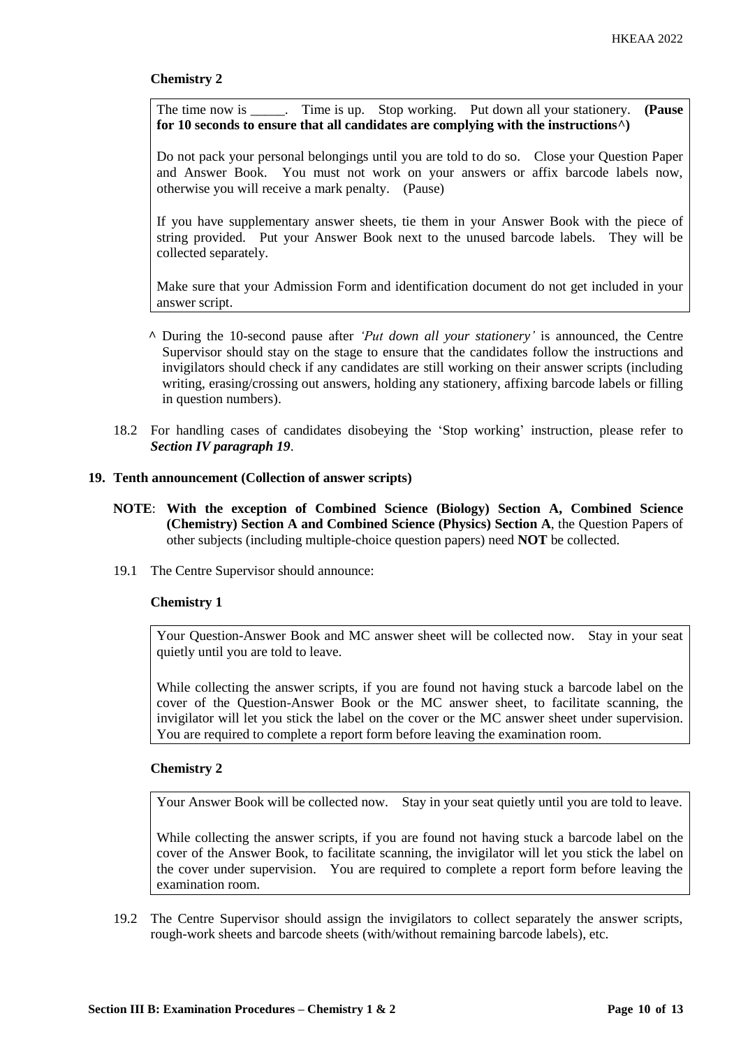**Chemistry 2**

> The time now is _____. Time is up. Stop working. Put down all your stationery. **(Pause for 10 seconds to ensure that all candidates are complying with the instructions^)**
>
> Do not pack your personal belongings until you are told to do so. Close your Question Paper and Answer Book. You must not work on your answers or affix barcode labels now, otherwise you will receive a mark penalty. (Pause)
>
> If you have supplementary answer sheets, tie them in your Answer Book with the piece of string provided. Put your Answer Book next to the unused barcode labels. They will be collected separately.
>
> Make sure that your Admission Form and identification document do not get included in your answer script.

^ During the 10-second pause after *'Put down all your stationery'* is announced, the Centre Supervisor should stay on the stage to ensure that the candidates follow the instructions and invigilators should check if any candidates are still working on their answer scripts (including writing, erasing/crossing out answers, holding any stationery, affixing barcode labels or filling in question numbers).

18.2 For handling cases of candidates disobeying the 'Stop working' instruction, please refer to ***Section IV paragraph 19***.

**19. Tenth announcement (Collection of answer scripts)**

**NOTE**: **With the exception of Combined Science (Biology) Section A, Combined Science (Chemistry) Section A and Combined Science (Physics) Section A**, the Question Papers of other subjects (including multiple-choice question papers) need **NOT** be collected.

19.1 The Centre Supervisor should announce:

**Chemistry 1**

> Your Question-Answer Book and MC answer sheet will be collected now. Stay in your seat quietly until you are told to leave.
>
> While collecting the answer scripts, if you are found not having stuck a barcode label on the cover of the Question-Answer Book or the MC answer sheet, to facilitate scanning, the invigilator will let you stick the label on the cover or the MC answer sheet under supervision. You are required to complete a report form before leaving the examination room.

**Chemistry 2**

> Your Answer Book will be collected now. Stay in your seat quietly until you are told to leave.
>
> While collecting the answer scripts, if you are found not having stuck a barcode label on the cover of the Answer Book, to facilitate scanning, the invigilator will let you stick the label on the cover under supervision. You are required to complete a report form before leaving the examination room.

19.2 The Centre Supervisor should assign the invigilators to collect separately the answer scripts, rough-work sheets and barcode sheets (with/without remaining barcode labels), etc.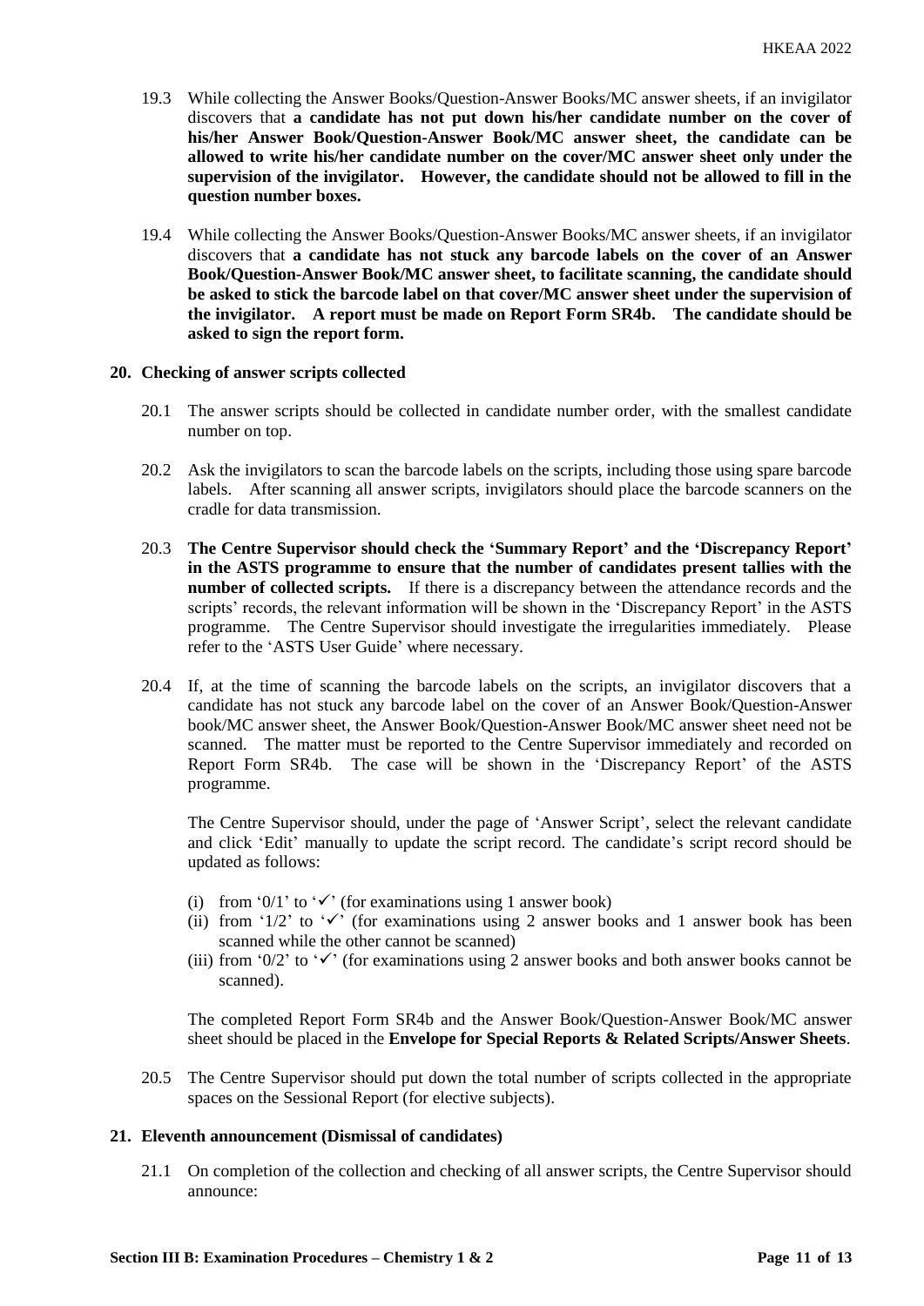19.3 While collecting the Answer Books/Question-Answer Books/MC answer sheets, if an invigilator discovers that **a candidate has not put down his/her candidate number on the cover of his/her Answer Book/Question-Answer Book/MC answer sheet, the candidate can be allowed to write his/her candidate number on the cover/MC answer sheet only under the supervision of the invigilator. However, the candidate should not be allowed to fill in the question number boxes.**

19.4 While collecting the Answer Books/Question-Answer Books/MC answer sheets, if an invigilator discovers that **a candidate has not stuck any barcode labels on the cover of an Answer Book/Question-Answer Book/MC answer sheet, to facilitate scanning, the candidate should be asked to stick the barcode label on that cover/MC answer sheet under the supervision of the invigilator. A report must be made on Report Form SR4b. The candidate should be asked to sign the report form.**

**20. Checking of answer scripts collected**

20.1 The answer scripts should be collected in candidate number order, with the smallest candidate number on top.

20.2 Ask the invigilators to scan the barcode labels on the scripts, including those using spare barcode labels. After scanning all answer scripts, invigilators should place the barcode scanners on the cradle for data transmission.

20.3 **The Centre Supervisor should check the 'Summary Report' and the 'Discrepancy Report' in the ASTS programme to ensure that the number of candidates present tallies with the number of collected scripts.** If there is a discrepancy between the attendance records and the scripts' records, the relevant information will be shown in the 'Discrepancy Report' in the ASTS programme. The Centre Supervisor should investigate the irregularities immediately. Please refer to the 'ASTS User Guide' where necessary.

20.4 If, at the time of scanning the barcode labels on the scripts, an invigilator discovers that a candidate has not stuck any barcode label on the cover of an Answer Book/Question-Answer book/MC answer sheet, the Answer Book/Question-Answer Book/MC answer sheet need not be scanned. The matter must be reported to the Centre Supervisor immediately and recorded on Report Form SR4b. The case will be shown in the 'Discrepancy Report' of the ASTS programme.

The Centre Supervisor should, under the page of 'Answer Script', select the relevant candidate and click 'Edit' manually to update the script record. The candidate's script record should be updated as follows:

(i) from '0/1' to '✓' (for examinations using 1 answer book)
(ii) from '1/2' to '✓' (for examinations using 2 answer books and 1 answer book has been scanned while the other cannot be scanned)
(iii) from '0/2' to '✓' (for examinations using 2 answer books and both answer books cannot be scanned).

The completed Report Form SR4b and the Answer Book/Question-Answer Book/MC answer sheet should be placed in the **Envelope for Special Reports & Related Scripts/Answer Sheets**.

20.5 The Centre Supervisor should put down the total number of scripts collected in the appropriate spaces on the Sessional Report (for elective subjects).

**21. Eleventh announcement (Dismissal of candidates)**

21.1 On completion of the collection and checking of all answer scripts, the Centre Supervisor should announce: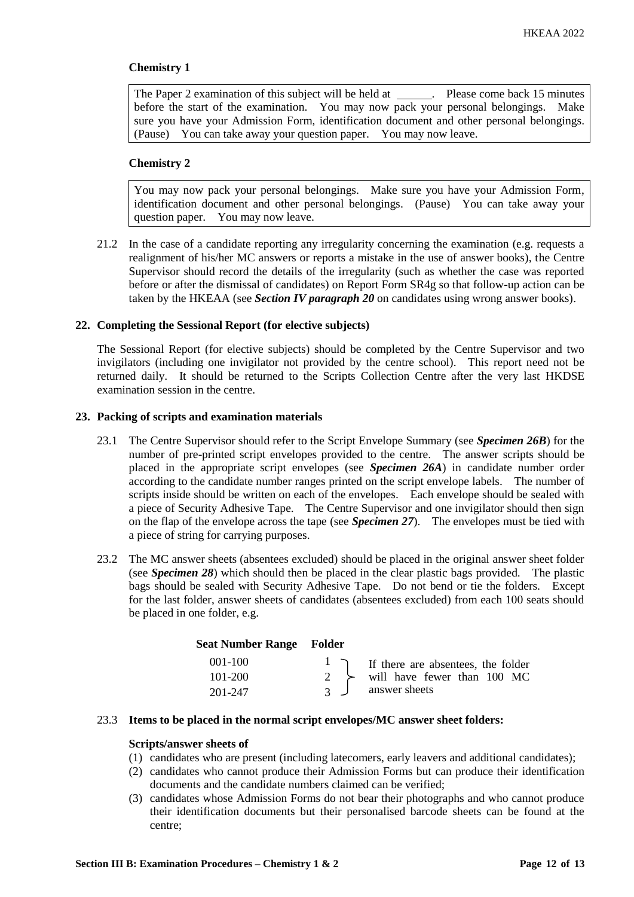**Chemistry 1**

> The Paper 2 examination of this subject will be held at ______. Please come back 15 minutes before the start of the examination. You may now pack your personal belongings. Make sure you have your Admission Form, identification document and other personal belongings. (Pause) You can take away your question paper. You may now leave.

**Chemistry 2**

> You may now pack your personal belongings. Make sure you have your Admission Form, identification document and other personal belongings. (Pause) You can take away your question paper. You may now leave.

21.2 In the case of a candidate reporting any irregularity concerning the examination (e.g. requests a realignment of his/her MC answers or reports a mistake in the use of answer books), the Centre Supervisor should record the details of the irregularity (such as whether the case was reported before or after the dismissal of candidates) on Report Form SR4g so that follow-up action can be taken by the HKEAA (see ***Section IV paragraph 20*** on candidates using wrong answer books).

### 22. Completing the Sessional Report (for elective subjects)

The Sessional Report (for elective subjects) should be completed by the Centre Supervisor and two invigilators (including one invigilator not provided by the centre school). This report need not be returned daily. It should be returned to the Scripts Collection Centre after the very last HKDSE examination session in the centre.

### 23. Packing of scripts and examination materials

23.1 The Centre Supervisor should refer to the Script Envelope Summary (see ***Specimen 26B***) for the number of pre-printed script envelopes provided to the centre. The answer scripts should be placed in the appropriate script envelopes (see ***Specimen 26A***) in candidate number order according to the candidate number ranges printed on the script envelope labels. The number of scripts inside should be written on each of the envelopes. Each envelope should be sealed with a piece of Security Adhesive Tape. The Centre Supervisor and one invigilator should then sign on the flap of the envelope across the tape (see ***Specimen 27***). The envelopes must be tied with a piece of string for carrying purposes.

23.2 The MC answer sheets (absentees excluded) should be placed in the original answer sheet folder (see ***Specimen 28***) which should then be placed in the clear plastic bags provided. The plastic bags should be sealed with Security Adhesive Tape. Do not bend or tie the folders. Except for the last folder, answer sheets of candidates (absentees excluded) from each 100 seats should be placed in one folder, e.g.

| Seat Number Range | Folder | |
|---|---|---|
| 001-100 | 1 | If there are absentees, the folder will have fewer than 100 MC answer sheets |
| 101-200 | 2 | |
| 201-247 | 3 | |

23.3 **Items to be placed in the normal script envelopes/MC answer sheet folders:**

**Scripts/answer sheets of**

(1) candidates who are present (including latecomers, early leavers and additional candidates);
(2) candidates who cannot produce their Admission Forms but can produce their identification documents and the candidate numbers claimed can be verified;
(3) candidates whose Admission Forms do not bear their photographs and who cannot produce their identification documents but their personalised barcode sheets can be found at the centre;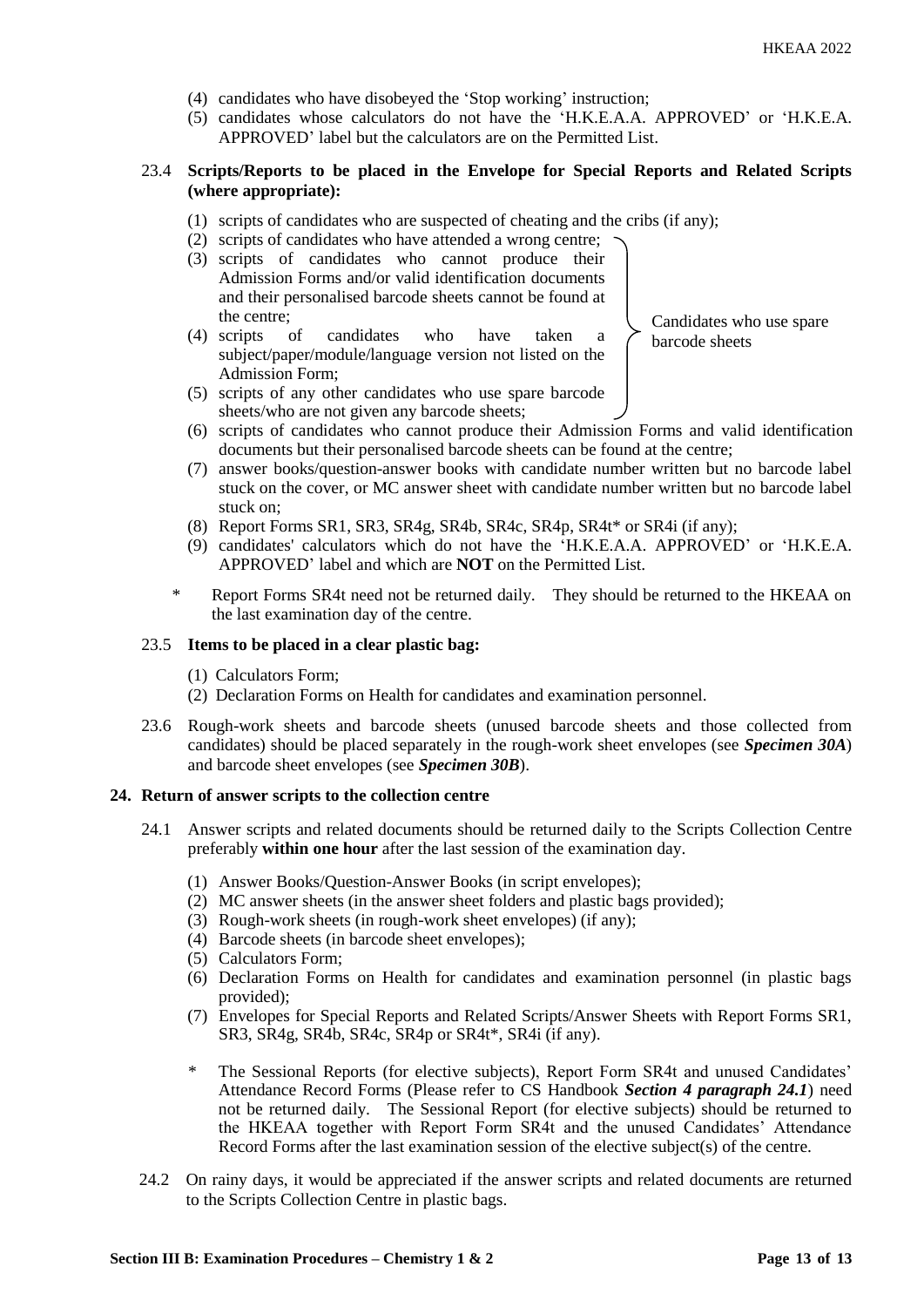(4) candidates who have disobeyed the 'Stop working' instruction;
(5) candidates whose calculators do not have the 'H.K.E.A.A. APPROVED' or 'H.K.E.A. APPROVED' label but the calculators are on the Permitted List.

23.4 **Scripts/Reports to be placed in the Envelope for Special Reports and Related Scripts (where appropriate):**

(1) scripts of candidates who are suspected of cheating and the cribs (if any);
(2) scripts of candidates who have attended a wrong centre;
(3) scripts of candidates who cannot produce their Admission Forms and/or valid identification documents and their personalised barcode sheets cannot be found at the centre;
(4) scripts of candidates who have taken a subject/paper/module/language version not listed on the Admission Form;
(5) scripts of any other candidates who use spare barcode sheets/who are not given any barcode sheets;

} Candidates who use spare barcode sheets [items (2)–(5)]

(6) scripts of candidates who cannot produce their Admission Forms and valid identification documents but their personalised barcode sheets can be found at the centre;
(7) answer books/question-answer books with candidate number written but no barcode label stuck on the cover, or MC answer sheet with candidate number written but no barcode label stuck on;
(8) Report Forms SR1, SR3, SR4g, SR4b, SR4c, SR4p, SR4t* or SR4i (if any);
(9) candidates' calculators which do not have the 'H.K.E.A.A. APPROVED' or 'H.K.E.A. APPROVED' label and which are **NOT** on the Permitted List.

\* Report Forms SR4t need not be returned daily. They should be returned to the HKEAA on the last examination day of the centre.

23.5 **Items to be placed in a clear plastic bag:**

(1) Calculators Form;
(2) Declaration Forms on Health for candidates and examination personnel.

23.6 Rough-work sheets and barcode sheets (unused barcode sheets and those collected from candidates) should be placed separately in the rough-work sheet envelopes (see ***Specimen 30A***) and barcode sheet envelopes (see ***Specimen 30B***).

## 24. Return of answer scripts to the collection centre

24.1 Answer scripts and related documents should be returned daily to the Scripts Collection Centre preferably **within one hour** after the last session of the examination day.

(1) Answer Books/Question-Answer Books (in script envelopes);
(2) MC answer sheets (in the answer sheet folders and plastic bags provided);
(3) Rough-work sheets (in rough-work sheet envelopes) (if any);
(4) Barcode sheets (in barcode sheet envelopes);
(5) Calculators Form;
(6) Declaration Forms on Health for candidates and examination personnel (in plastic bags provided);
(7) Envelopes for Special Reports and Related Scripts/Answer Sheets with Report Forms SR1, SR3, SR4g, SR4b, SR4c, SR4p or SR4t*, SR4i (if any).

\* The Sessional Reports (for elective subjects), Report Form SR4t and unused Candidates' Attendance Record Forms (Please refer to CS Handbook ***Section 4 paragraph 24.1***) need not be returned daily. The Sessional Report (for elective subjects) should be returned to the HKEAA together with Report Form SR4t and the unused Candidates' Attendance Record Forms after the last examination session of the elective subject(s) of the centre.

24.2 On rainy days, it would be appreciated if the answer scripts and related documents are returned to the Scripts Collection Centre in plastic bags.